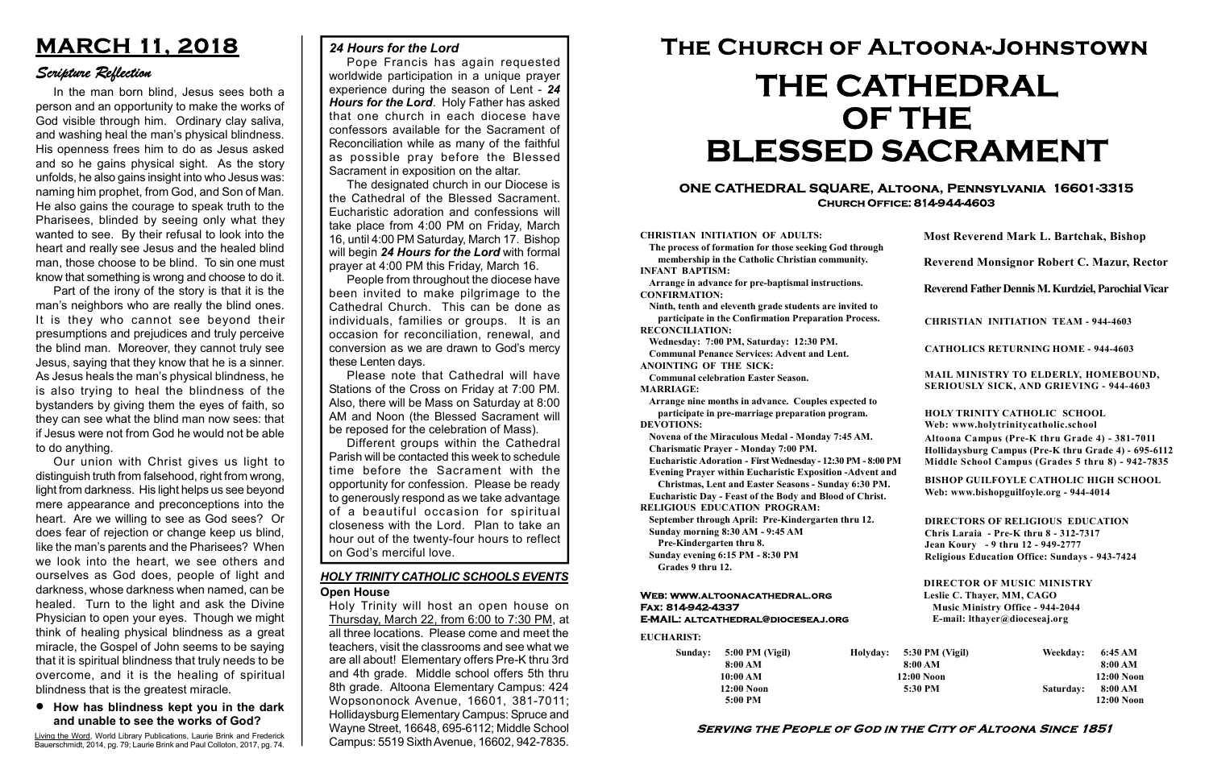# MARCH 11, 2018

## Scripture Reflection

In the man born blind, Jesus sees both a person and an opportunity to make the works of God visible through him. Ordinary clay saliva, and washing heal the man's physical blindness. His openness frees him to do as Jesus asked and so he gains physical sight. As the story unfolds, he also gains insight into who Jesus was: naming him prophet, from God, and Son of Man. He also gains the courage to speak truth to the Pharisees, blinded by seeing only what they wanted to see. By their refusal to look into the heart and really see Jesus and the healed blind man, those choose to be blind. To sin one must know that something is wrong and choose to do it.

Part of the irony of the story is that it is the man's neighbors who are really the blind ones. It is they who cannot see beyond their presumptions and prejudices and truly perceive the blind man. Moreover, they cannot truly see Jesus, saying that they know that he is a sinner. As Jesus heals the man's physical blindness, he is also trying to heal the blindness of the bystanders by giving them the eyes of faith, so they can see what the blind man now sees: that if Jesus were not from God he would not be able to do anything.

Our union with Christ gives us light to distinguish truth from falsehood, right from wrong, light from darkness. His light helps us see beyond mere appearance and preconceptions into the heart. Are we willing to see as God sees? Or does fear of rejection or change keep us blind, like the man's parents and the Pharisees? When we look into the heart, we see others and ourselves as God does, people of light and darkness, whose darkness when named, can be healed. Turn to the light and ask the Divine Physician to open your eyes. Though we might think of healing physical blindness as a great miracle, the Gospel of John seems to be saying that it is spiritual blindness that truly needs to be overcome, and it is the healing of spiritual blindness that is the greatest miracle.

- **How has blindness kept you in the dark and unable to see the works of God?**

Living the Word, World Library Publications, Laurie Brink and Frederick Bauerschmidt, 2014, pg. 79; Laurie Brink and Paul Colloton, 2017, pg. 74.

## *24 Hours for the Lord*

Pope Francis has again requested worldwide participation in a unique prayer experience during the season of Lent - ***24 Hours for the Lord***. Holy Father has asked that one church in each diocese have confessors available for the Sacrament of Reconciliation while as many of the faithful as possible pray before the Blessed Sacrament in exposition on the altar.

The designated church in our Diocese is the Cathedral of the Blessed Sacrament. Eucharistic adoration and confessions will take place from 4:00 PM on Friday, March 16, until 4:00 PM Saturday, March 17. Bishop will begin ***24 Hours for the Lord*** with formal prayer at 4:00 PM this Friday, March 16.

People from throughout the diocese have been invited to make pilgrimage to the Cathedral Church. This can be done as individuals, families or groups. It is an occasion for reconciliation, renewal, and conversion as we are drawn to God's mercy these Lenten days.

Please note that Cathedral will have Stations of the Cross on Friday at 7:00 PM. Also, there will be Mass on Saturday at 8:00 AM and Noon (the Blessed Sacrament will be reposed for the celebration of Mass).

Different groups within the Cathedral Parish will be contacted this week to schedule time before the Sacrament with the opportunity for confession. Please be ready to generously respond as we take advantage of a beautiful occasion for spiritual closeness with the Lord. Plan to take an hour out of the twenty-four hours to reflect on God's merciful love.

## *HOLY TRINITY CATHOLIC SCHOOLS EVENTS*

### Open House

Holy Trinity will host an open house on Thursday, March 22, from 6:00 to 7:30 PM, at all three locations. Please come and meet the teachers, visit the classrooms and see what we are all about! Elementary offers Pre-K thru 3rd and 4th grade. Middle school offers 5th thru 8th grade. Altoona Elementary Campus: 424 Wopsononock Avenue, 16601, 381-7011; Hollidaysburg Elementary Campus: Spruce and Wayne Street, 16648, 695-6112; Middle School Campus: 5519 Sixth Avenue, 16602, 942-7835.

# The Church of Altoona-Johnstown

# THE CATHEDRAL OF THE BLESSED SACRAMENT

### ONE CATHEDRAL SQUARE, Altoona, Pennsylvania 16601-3315
### Church Office: 814-944-4603

**CHRISTIAN INITIATION OF ADULTS:**
The process of formation for those seeking God through membership in the Catholic Christian community.

**INFANT BAPTISM:**
Arrange in advance for pre-baptismal instructions.

**CONFIRMATION:**
Ninth, tenth and eleventh grade students are invited to participate in the Confirmation Preparation Process.

**RECONCILIATION:**
Wednesday: 7:00 PM, Saturday: 12:30 PM.
Communal Penance Services: Advent and Lent.

**ANOINTING OF THE SICK:**
Communal celebration Easter Season.

**MARRIAGE:**
Arrange nine months in advance. Couples expected to participate in pre-marriage preparation program.

**DEVOTIONS:**
Novena of the Miraculous Medal - Monday 7:45 AM.
Charismatic Prayer - Monday 7:00 PM.
Eucharistic Adoration - First Wednesday - 12:30 PM - 8:00 PM
Evening Prayer within Eucharistic Exposition -Advent and Christmas, Lent and Easter Seasons - Sunday 6:30 PM.
Eucharistic Day - Feast of the Body and Blood of Christ.

**RELIGIOUS EDUCATION PROGRAM:**
September through April: Pre-Kindergarten thru 12.
Sunday morning 8:30 AM - 9:45 AM
Pre-Kindergarten thru 8.
Sunday evening 6:15 PM - 8:30 PM
Grades 9 thru 12.

**Web: www.altoonacathedral.org**
**Fax: 814-942-4337**
**E-MAIL: altcathedral@dioceseaj.org**

**Most Reverend Mark L. Bartchak, Bishop**

**Reverend Monsignor Robert C. Mazur, Rector**

**Reverend Father Dennis M. Kurdziel, Parochial Vicar**

**CHRISTIAN INITIATION TEAM - 944-4603**

**CATHOLICS RETURNING HOME - 944-4603**

**MAIL MINISTRY TO ELDERLY, HOMEBOUND, SERIOUSLY SICK, AND GRIEVING - 944-4603**

**HOLY TRINITY CATHOLIC SCHOOL**
Web: www.holytrinitycatholic.school
Altoona Campus (Pre-K thru Grade 4) - 381-7011
Hollidaysburg Campus (Pre-K thru Grade 4) - 695-6112
Middle School Campus (Grades 5 thru 8) - 942-7835

**BISHOP GUILFOYLE CATHOLIC HIGH SCHOOL**
Web: www.bishopguilfoyle.org - 944-4014

**DIRECTORS OF RELIGIOUS EDUCATION**
Chris Laraia - Pre-K thru 8 - 312-7317
Jean Koury - 9 thru 12 - 949-2777
Religious Education Office: Sundays - 943-7424

**DIRECTOR OF MUSIC MINISTRY**
Leslie C. Thayer, MM, CAGO
Music Ministry Office - 944-2044
E-mail: lthayer@dioceseaj.org

**EUCHARIST:**

| Sunday: | | Holyday: | | Weekday: | |
|---|---|---|---|---|---|
| | 5:00 PM (Vigil) | | 5:30 PM (Vigil) | | 6:45 AM |
| | 8:00 AM | | 8:00 AM | | 8:00 AM |
| | 10:00 AM | | 12:00 Noon | | 12:00 Noon |
| | 12:00 Noon | | 5:30 PM | Saturday: | 8:00 AM |
| | 5:00 PM | | | | 12:00 Noon |

**Serving the People of God in the City of Altoona Since 1851**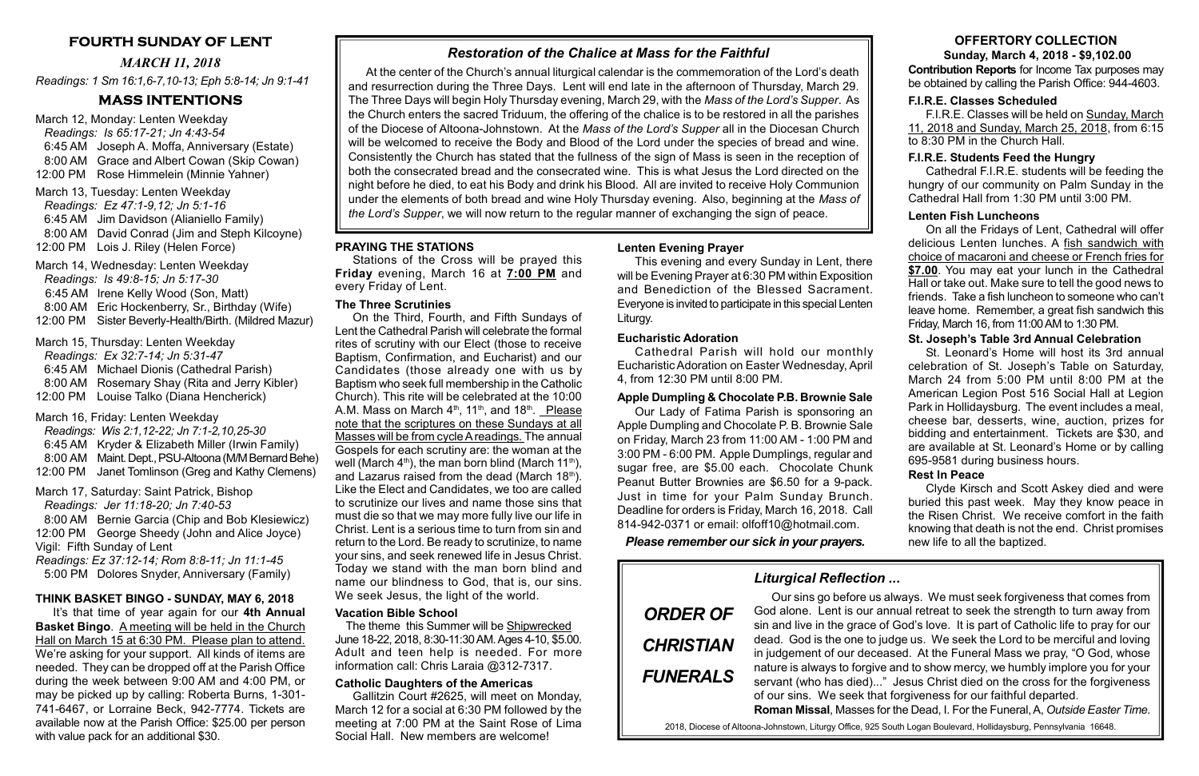# FOURTH SUNDAY OF LENT

*MARCH 11, 2018*

*Readings: 1 Sm 16:1,6-7,10-13; Eph 5:8-14; Jn 9:1-41*

## MASS INTENTIONS

March 12, Monday: Lenten Weekday
*Readings: Is 65:17-21; Jn 4:43-54*
6:45 AM Joseph A. Moffa, Anniversary (Estate)
8:00 AM Grace and Albert Cowan (Skip Cowan)
12:00 PM Rose Himmelein (Minnie Yahner)

March 13, Tuesday: Lenten Weekday
*Readings: Ez 47:1-9,12; Jn 5:1-16*
6:45 AM Jim Davidson (Alianiello Family)
8:00 AM David Conrad (Jim and Steph Kilcoyne)
12:00 PM Lois J. Riley (Helen Force)

March 14, Wednesday: Lenten Weekday
*Readings: Is 49:8-15; Jn 5:17-30*
6:45 AM Irene Kelly Wood (Son, Matt)
8:00 AM Eric Hockenberry, Sr., Birthday (Wife)
12:00 PM Sister Beverly-Health/Birth. (Mildred Mazur)

March 15, Thursday: Lenten Weekday
*Readings: Ex 32:7-14; Jn 5:31-47*
6:45 AM Michael Dionis (Cathedral Parish)
8:00 AM Rosemary Shay (Rita and Jerry Kibler)
12:00 PM Louise Talko (Diana Hencherick)

March 16, Friday: Lenten Weekday
*Readings: Wis 2:1,12-22; Jn 7:1-2,10,25-30*
6:45 AM Kryder & Elizabeth Miller (Irwin Family)
8:00 AM Maint. Dept., PSU-Altoona (M/M Bernard Behe)
12:00 PM Janet Tomlinson (Greg and Kathy Clemens)

March 17, Saturday: Saint Patrick, Bishop
*Readings: Jer 11:18-20; Jn 7:40-53*
8:00 AM Bernie Garcia (Chip and Bob Klesiewicz)
12:00 PM George Sheedy (John and Alice Joyce)
Vigil: Fifth Sunday of Lent
*Readings: Ez 37:12-14; Rom 8:8-11; Jn 11:1-45*
5:00 PM Dolores Snyder, Anniversary (Family)

### THINK BASKET BINGO - SUNDAY, MAY 6, 2018

It's that time of year again for our **4th Annual Basket Bingo**. A meeting will be held in the Church Hall on March 15 at 6:30 PM. Please plan to attend. We're asking for your support. All kinds of items are needed. They can be dropped off at the Parish Office during the week between 9:00 AM and 4:00 PM, or may be picked up by calling: Roberta Burns, 1-301-741-6467, or Lorraine Beck, 942-7774. Tickets are available now at the Parish Office: $25.00 per person with value pack for an additional $30.

## *Restoration of the Chalice at Mass for the Faithful*

At the center of the Church's annual liturgical calendar is the commemoration of the Lord's death and resurrection during the Three Days. Lent will end late in the afternoon of Thursday, March 29. The Three Days will begin Holy Thursday evening, March 29, with the *Mass of the Lord's Supper*. As the Church enters the sacred Triduum, the offering of the chalice is to be restored in all the parishes of the Diocese of Altoona-Johnstown. At the *Mass of the Lord's Supper* all in the Diocesan Church will be welcomed to receive the Body and Blood of the Lord under the species of bread and wine. Consistently the Church has stated that the fullness of the sign of Mass is seen in the reception of both the consecrated bread and the consecrated wine. This is what Jesus the Lord directed on the night before he died, to eat his Body and drink his Blood. All are invited to receive Holy Communion under the elements of both bread and wine Holy Thursday evening. Also, beginning at the *Mass of the Lord's Supper*, we will now return to the regular manner of exchanging the sign of peace.

### PRAYING THE STATIONS

Stations of the Cross will be prayed this **Friday** evening, March 16 at **7:00 PM** and every Friday of Lent.

### The Three Scrutinies

On the Third, Fourth, and Fifth Sundays of Lent the Cathedral Parish will celebrate the formal rites of scrutiny with our Elect (those to receive Baptism, Confirmation, and Eucharist) and our Candidates (those already one with us by Baptism who seek full membership in the Catholic Church). This rite will be celebrated at the 10:00 A.M. Mass on March 4th, 11th, and 18th. Please note that the scriptures on these Sundays at all Masses will be from cycle A readings. The annual Gospels for each scrutiny are: the woman at the well (March 4th), the man born blind (March 11th), and Lazarus raised from the dead (March 18th). Like the Elect and Candidates, we too are called to scrutinize our lives and name those sins that must die so that we may more fully live our life in Christ. Lent is a serious time to turn from sin and return to the Lord. Be ready to scrutinize, to name your sins, and seek renewed life in Jesus Christ. Today we stand with the man born blind and name our blindness to God, that is, our sins. We seek Jesus, the light of the world.

### Vacation Bible School

The theme this Summer will be Shipwrecked June 18-22, 2018, 8:30-11:30 AM. Ages 4-10, $5.00. Adult and teen help is needed. For more information call: Chris Laraia @312-7317.

### Catholic Daughters of the Americas

Gallitzin Court #2625, will meet on Monday, March 12 for a social at 6:30 PM followed by the meeting at 7:00 PM at the Saint Rose of Lima Social Hall. New members are welcome!

### Lenten Evening Prayer

This evening and every Sunday in Lent, there will be Evening Prayer at 6:30 PM within Exposition and Benediction of the Blessed Sacrament. Everyone is invited to participate in this special Lenten Liturgy.

### Eucharistic Adoration

Cathedral Parish will hold our monthly Eucharistic Adoration on Easter Wednesday, April 4, from 12:30 PM until 8:00 PM.

### Apple Dumpling & Chocolate P.B. Brownie Sale

Our Lady of Fatima Parish is sponsoring an Apple Dumpling and Chocolate P. B. Brownie Sale on Friday, March 23 from 11:00 AM - 1:00 PM and 3:00 PM - 6:00 PM. Apple Dumplings, regular and sugar free, are $5.00 each. Chocolate Chunk Peanut Butter Brownies are $6.50 for a 9-pack. Just in time for your Palm Sunday Brunch. Deadline for orders is Friday, March 16, 2018. Call 814-942-0371 or email: olfoff10@hotmail.com.

***Please remember our sick in your prayers.***

### OFFERTORY COLLECTION

**Sunday, March 4, 2018 - $9,102.00**

**Contribution Reports** for Income Tax purposes may be obtained by calling the Parish Office: 944-4603.

### F.I.R.E. Classes Scheduled

F.I.R.E. Classes will be held on Sunday, March 11, 2018 and Sunday, March 25, 2018, from 6:15 to 8:30 PM in the Church Hall.

### F.I.R.E. Students Feed the Hungry

Cathedral F.I.R.E. students will be feeding the hungry of our community on Palm Sunday in the Cathedral Hall from 1:30 PM until 3:00 PM.

### Lenten Fish Luncheons

On all the Fridays of Lent, Cathedral will offer delicious Lenten lunches. A fish sandwich with choice of macaroni and cheese or French fries for **$7.00**. You may eat your lunch in the Cathedral Hall or take out. Make sure to tell the good news to friends. Take a fish luncheon to someone who can't leave home. Remember, a great fish sandwich this Friday, March 16, from 11:00 AM to 1:30 PM.

### St. Joseph's Table 3rd Annual Celebration

St. Leonard's Home will host its 3rd annual celebration of St. Joseph's Table on Saturday, March 24 from 5:00 PM until 8:00 PM at the American Legion Post 516 Social Hall at Legion Park in Hollidaysburg. The event includes a meal, cheese bar, desserts, wine, auction, prizes for bidding and entertainment. Tickets are $30, and are available at St. Leonard's Home or by calling 695-9581 during business hours.

### Rest In Peace

Clyde Kirsch and Scott Askey died and were buried this past week. May they know peace in the Risen Christ. We receive comfort in the faith knowing that death is not the end. Christ promises new life to all the baptized.

## *Liturgical Reflection ...*

***ORDER OF CHRISTIAN FUNERALS***

Our sins go before us always. We must seek forgiveness that comes from God alone. Lent is our annual retreat to seek the strength to turn away from sin and live in the grace of God's love. It is part of Catholic life to pray for our dead. God is the one to judge us. We seek the Lord to be merciful and loving in judgement of our deceased. At the Funeral Mass we pray, "O God, whose nature is always to forgive and to show mercy, we humbly implore you for your servant (who has died)..." Jesus Christ died on the cross for the forgiveness of our sins. We seek that forgiveness for our faithful departed.

**Roman Missal**, Masses for the Dead, I. For the Funeral, A, *Outside Easter Time.*

2018, Diocese of Altoona-Johnstown, Liturgy Office, 925 South Logan Boulevard, Hollidaysburg, Pennsylvania 16648.